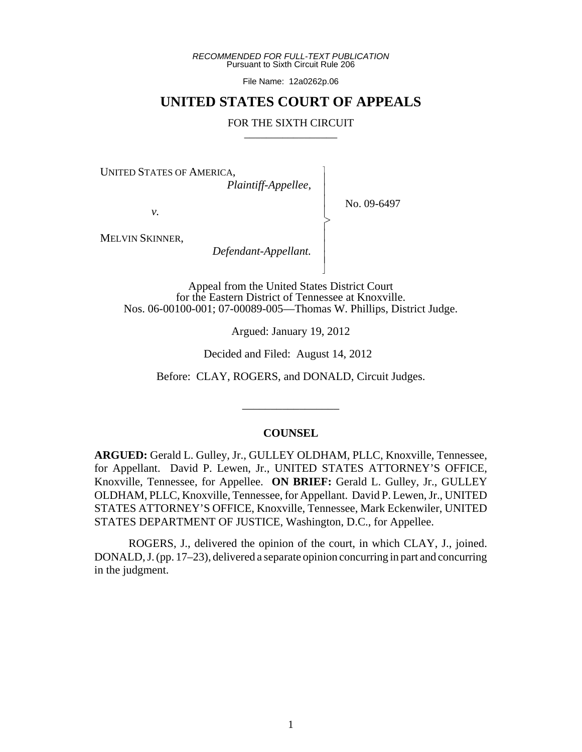*RECOMMENDED FOR FULL-TEXT PUBLICATION*
Pursuant to Sixth Circuit Rule 206

File Name: 12a0262p.06

# UNITED STATES COURT OF APPEALS

FOR THE SIXTH CIRCUIT

---

UNITED STATES OF AMERICA,
*Plaintiff-Appellee*,

*v.*

MELVIN SKINNER,
*Defendant-Appellant.*

No. 09-6497

Appeal from the United States District Court
for the Eastern District of Tennessee at Knoxville.
Nos. 06-00100-001; 07-00089-005—Thomas W. Phillips, District Judge.

Argued: January 19, 2012

Decided and Filed: August 14, 2012

Before: CLAY, ROGERS, and DONALD, Circuit Judges.

---

## COUNSEL

**ARGUED:** Gerald L. Gulley, Jr., GULLEY OLDHAM, PLLC, Knoxville, Tennessee, for Appellant. David P. Lewen, Jr., UNITED STATES ATTORNEY'S OFFICE, Knoxville, Tennessee, for Appellee. **ON BRIEF:** Gerald L. Gulley, Jr., GULLEY OLDHAM, PLLC, Knoxville, Tennessee, for Appellant. David P. Lewen, Jr., UNITED STATES ATTORNEY'S OFFICE, Knoxville, Tennessee, Mark Eckenwiler, UNITED STATES DEPARTMENT OF JUSTICE, Washington, D.C., for Appellee.

ROGERS, J., delivered the opinion of the court, in which CLAY, J., joined. DONALD, J. (pp. 17–23), delivered a separate opinion concurring in part and concurring in the judgment.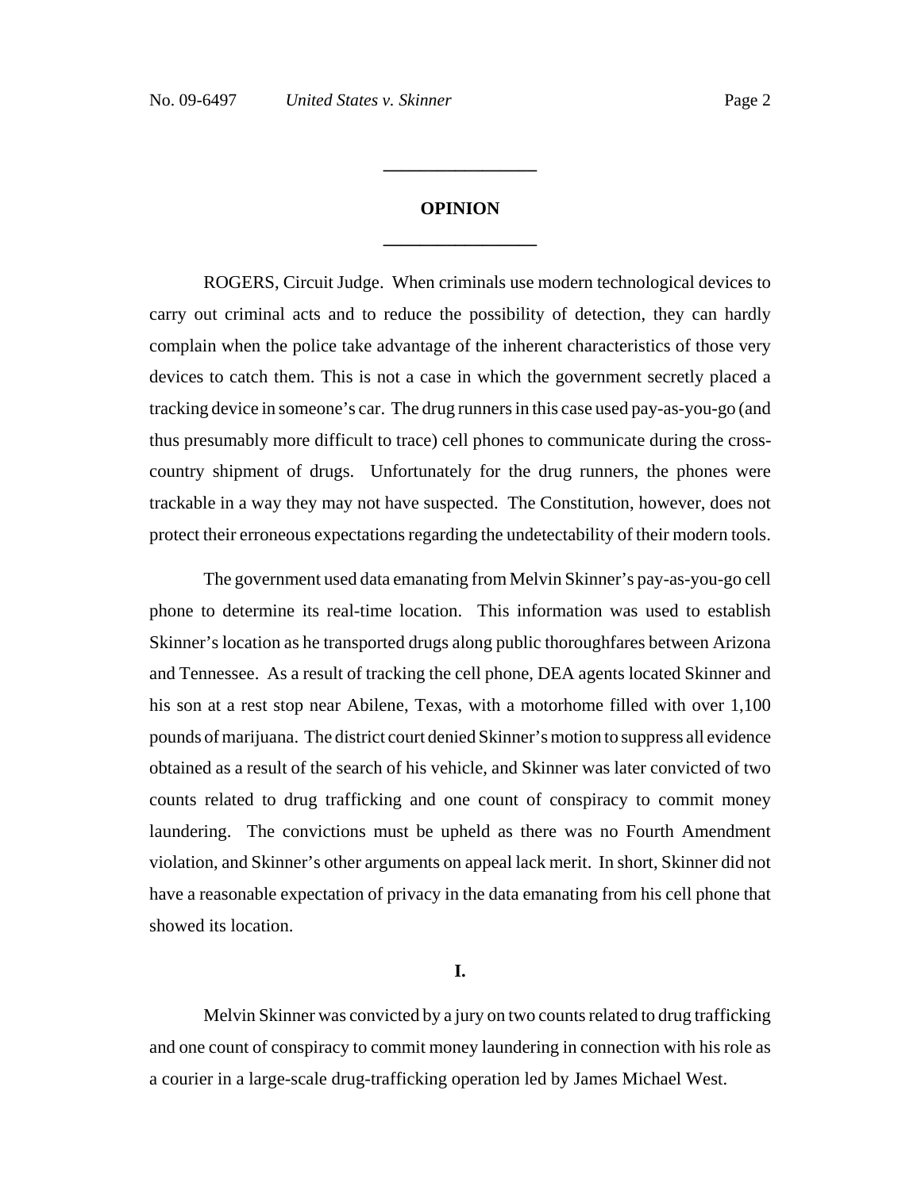## OPINION

ROGERS, Circuit Judge. When criminals use modern technological devices to carry out criminal acts and to reduce the possibility of detection, they can hardly complain when the police take advantage of the inherent characteristics of those very devices to catch them. This is not a case in which the government secretly placed a tracking device in someone's car. The drug runners in this case used pay-as-you-go (and thus presumably more difficult to trace) cell phones to communicate during the cross-country shipment of drugs. Unfortunately for the drug runners, the phones were trackable in a way they may not have suspected. The Constitution, however, does not protect their erroneous expectations regarding the undetectability of their modern tools.

The government used data emanating from Melvin Skinner's pay-as-you-go cell phone to determine its real-time location. This information was used to establish Skinner's location as he transported drugs along public thoroughfares between Arizona and Tennessee. As a result of tracking the cell phone, DEA agents located Skinner and his son at a rest stop near Abilene, Texas, with a motorhome filled with over 1,100 pounds of marijuana. The district court denied Skinner's motion to suppress all evidence obtained as a result of the search of his vehicle, and Skinner was later convicted of two counts related to drug trafficking and one count of conspiracy to commit money laundering. The convictions must be upheld as there was no Fourth Amendment violation, and Skinner's other arguments on appeal lack merit. In short, Skinner did not have a reasonable expectation of privacy in the data emanating from his cell phone that showed its location.

### I.

Melvin Skinner was convicted by a jury on two counts related to drug trafficking and one count of conspiracy to commit money laundering in connection with his role as a courier in a large-scale drug-trafficking operation led by James Michael West.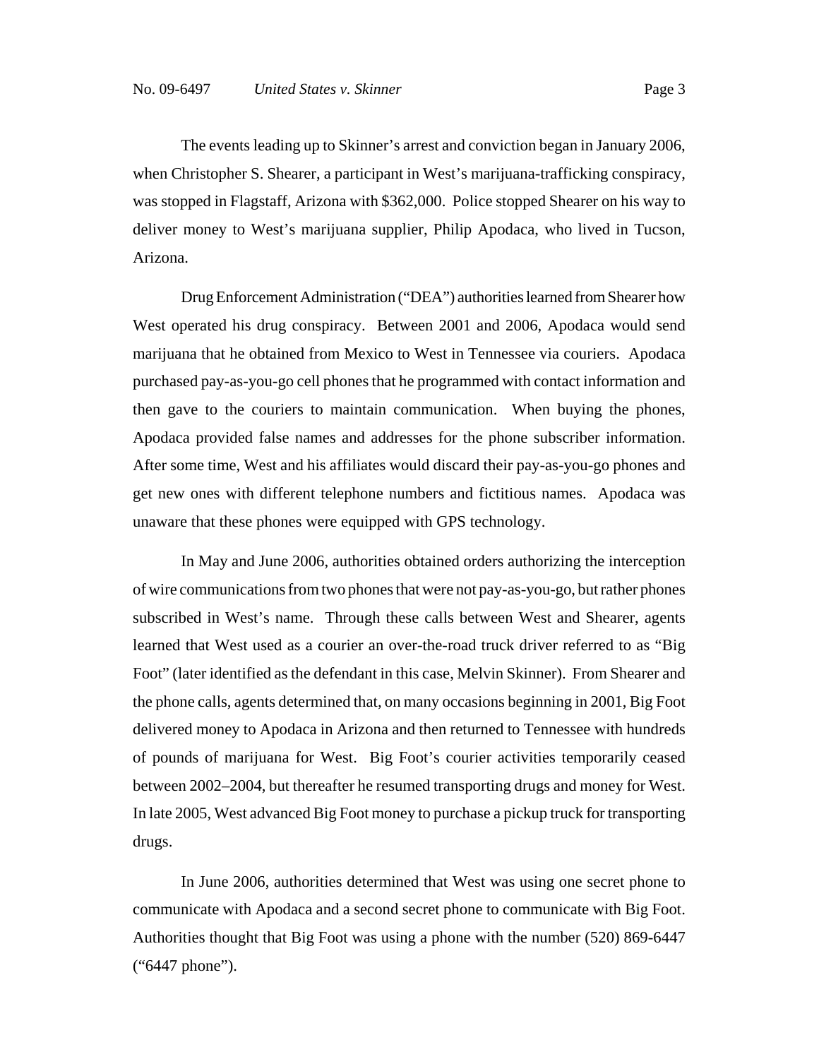The events leading up to Skinner's arrest and conviction began in January 2006, when Christopher S. Shearer, a participant in West's marijuana-trafficking conspiracy, was stopped in Flagstaff, Arizona with $362,000. Police stopped Shearer on his way to deliver money to West's marijuana supplier, Philip Apodaca, who lived in Tucson, Arizona.

Drug Enforcement Administration ("DEA") authorities learned from Shearer how West operated his drug conspiracy. Between 2001 and 2006, Apodaca would send marijuana that he obtained from Mexico to West in Tennessee via couriers. Apodaca purchased pay-as-you-go cell phones that he programmed with contact information and then gave to the couriers to maintain communication. When buying the phones, Apodaca provided false names and addresses for the phone subscriber information. After some time, West and his affiliates would discard their pay-as-you-go phones and get new ones with different telephone numbers and fictitious names. Apodaca was unaware that these phones were equipped with GPS technology.

In May and June 2006, authorities obtained orders authorizing the interception of wire communications from two phones that were not pay-as-you-go, but rather phones subscribed in West's name. Through these calls between West and Shearer, agents learned that West used as a courier an over-the-road truck driver referred to as "Big Foot" (later identified as the defendant in this case, Melvin Skinner). From Shearer and the phone calls, agents determined that, on many occasions beginning in 2001, Big Foot delivered money to Apodaca in Arizona and then returned to Tennessee with hundreds of pounds of marijuana for West. Big Foot's courier activities temporarily ceased between 2002–2004, but thereafter he resumed transporting drugs and money for West. In late 2005, West advanced Big Foot money to purchase a pickup truck for transporting drugs.

In June 2006, authorities determined that West was using one secret phone to communicate with Apodaca and a second secret phone to communicate with Big Foot. Authorities thought that Big Foot was using a phone with the number (520) 869-6447 ("6447 phone").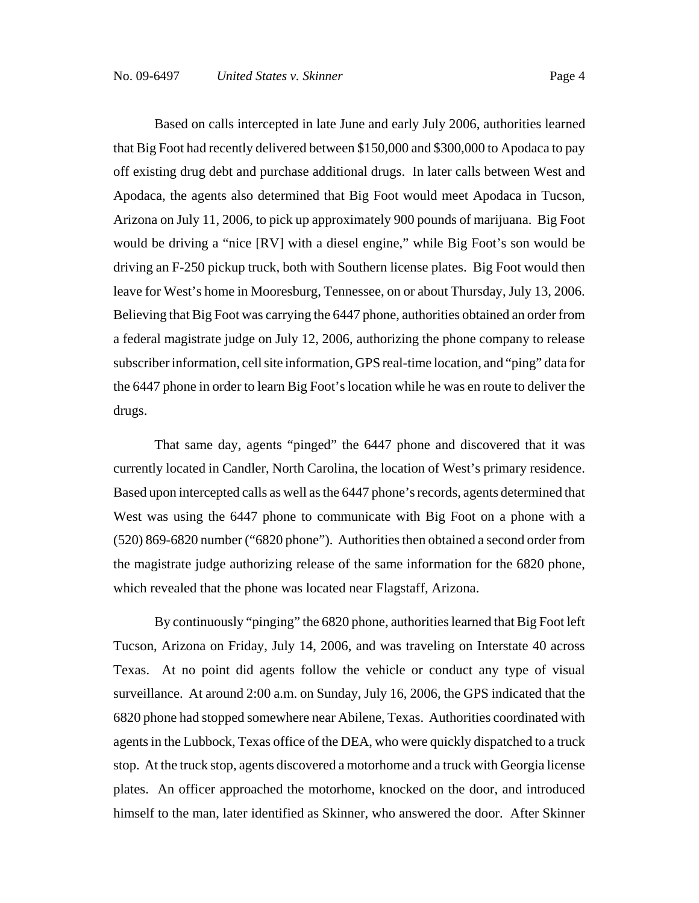Based on calls intercepted in late June and early July 2006, authorities learned that Big Foot had recently delivered between $150,000 and $300,000 to Apodaca to pay off existing drug debt and purchase additional drugs. In later calls between West and Apodaca, the agents also determined that Big Foot would meet Apodaca in Tucson, Arizona on July 11, 2006, to pick up approximately 900 pounds of marijuana. Big Foot would be driving a "nice [RV] with a diesel engine," while Big Foot's son would be driving an F-250 pickup truck, both with Southern license plates. Big Foot would then leave for West's home in Mooresburg, Tennessee, on or about Thursday, July 13, 2006. Believing that Big Foot was carrying the 6447 phone, authorities obtained an order from a federal magistrate judge on July 12, 2006, authorizing the phone company to release subscriber information, cell site information, GPS real-time location, and "ping" data for the 6447 phone in order to learn Big Foot's location while he was en route to deliver the drugs.

That same day, agents "pinged" the 6447 phone and discovered that it was currently located in Candler, North Carolina, the location of West's primary residence. Based upon intercepted calls as well as the 6447 phone's records, agents determined that West was using the 6447 phone to communicate with Big Foot on a phone with a (520) 869-6820 number ("6820 phone"). Authorities then obtained a second order from the magistrate judge authorizing release of the same information for the 6820 phone, which revealed that the phone was located near Flagstaff, Arizona.

By continuously "pinging" the 6820 phone, authorities learned that Big Foot left Tucson, Arizona on Friday, July 14, 2006, and was traveling on Interstate 40 across Texas. At no point did agents follow the vehicle or conduct any type of visual surveillance. At around 2:00 a.m. on Sunday, July 16, 2006, the GPS indicated that the 6820 phone had stopped somewhere near Abilene, Texas. Authorities coordinated with agents in the Lubbock, Texas office of the DEA, who were quickly dispatched to a truck stop. At the truck stop, agents discovered a motorhome and a truck with Georgia license plates. An officer approached the motorhome, knocked on the door, and introduced himself to the man, later identified as Skinner, who answered the door. After Skinner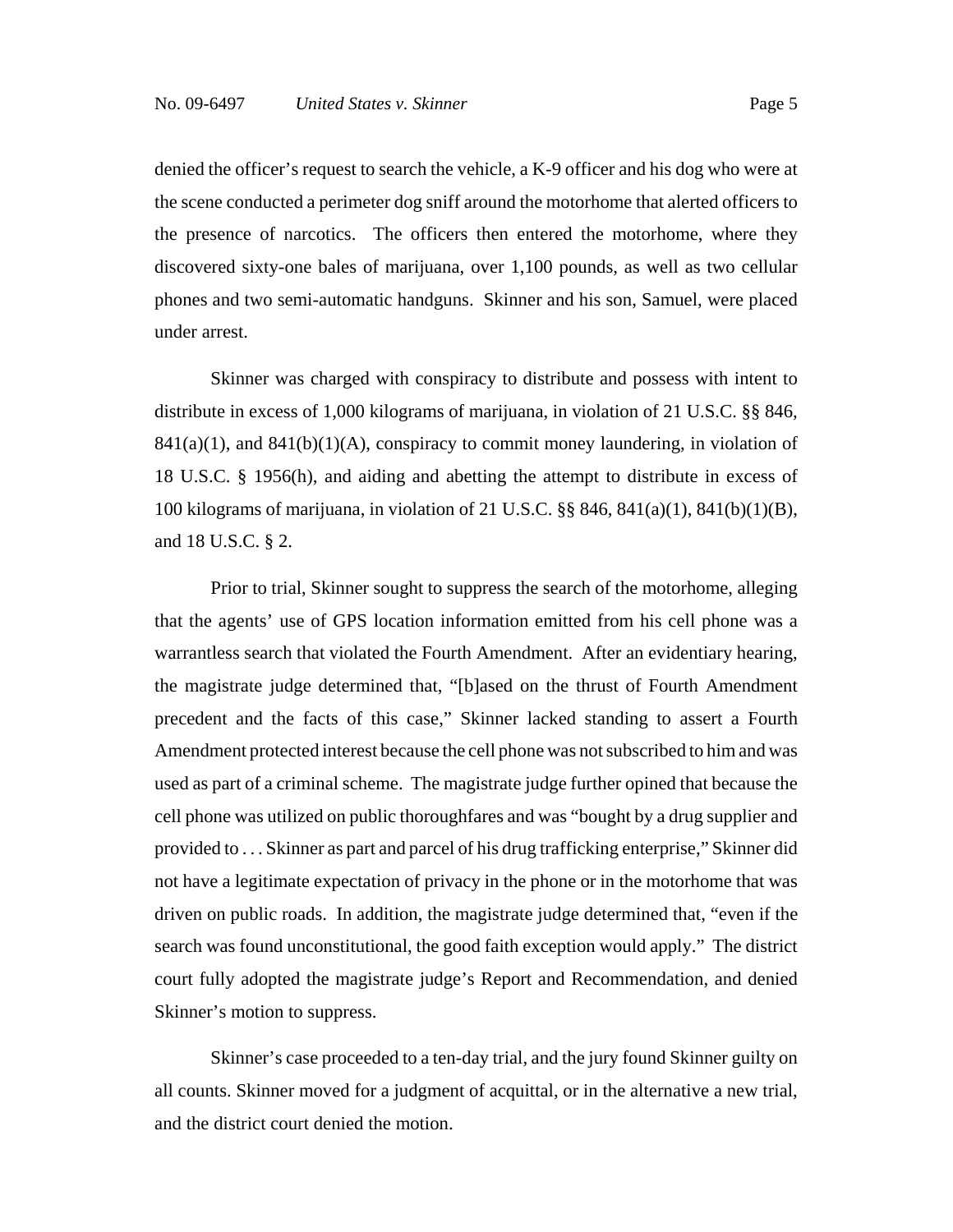denied the officer's request to search the vehicle, a K-9 officer and his dog who were at the scene conducted a perimeter dog sniff around the motorhome that alerted officers to the presence of narcotics. The officers then entered the motorhome, where they discovered sixty-one bales of marijuana, over 1,100 pounds, as well as two cellular phones and two semi-automatic handguns. Skinner and his son, Samuel, were placed under arrest.

Skinner was charged with conspiracy to distribute and possess with intent to distribute in excess of 1,000 kilograms of marijuana, in violation of 21 U.S.C. §§ 846, 841(a)(1), and 841(b)(1)(A), conspiracy to commit money laundering, in violation of 18 U.S.C. § 1956(h), and aiding and abetting the attempt to distribute in excess of 100 kilograms of marijuana, in violation of 21 U.S.C. §§ 846, 841(a)(1), 841(b)(1)(B), and 18 U.S.C. § 2.

Prior to trial, Skinner sought to suppress the search of the motorhome, alleging that the agents' use of GPS location information emitted from his cell phone was a warrantless search that violated the Fourth Amendment. After an evidentiary hearing, the magistrate judge determined that, "[b]ased on the thrust of Fourth Amendment precedent and the facts of this case," Skinner lacked standing to assert a Fourth Amendment protected interest because the cell phone was not subscribed to him and was used as part of a criminal scheme. The magistrate judge further opined that because the cell phone was utilized on public thoroughfares and was "bought by a drug supplier and provided to . . . Skinner as part and parcel of his drug trafficking enterprise," Skinner did not have a legitimate expectation of privacy in the phone or in the motorhome that was driven on public roads. In addition, the magistrate judge determined that, "even if the search was found unconstitutional, the good faith exception would apply." The district court fully adopted the magistrate judge's Report and Recommendation, and denied Skinner's motion to suppress.

Skinner's case proceeded to a ten-day trial, and the jury found Skinner guilty on all counts. Skinner moved for a judgment of acquittal, or in the alternative a new trial, and the district court denied the motion.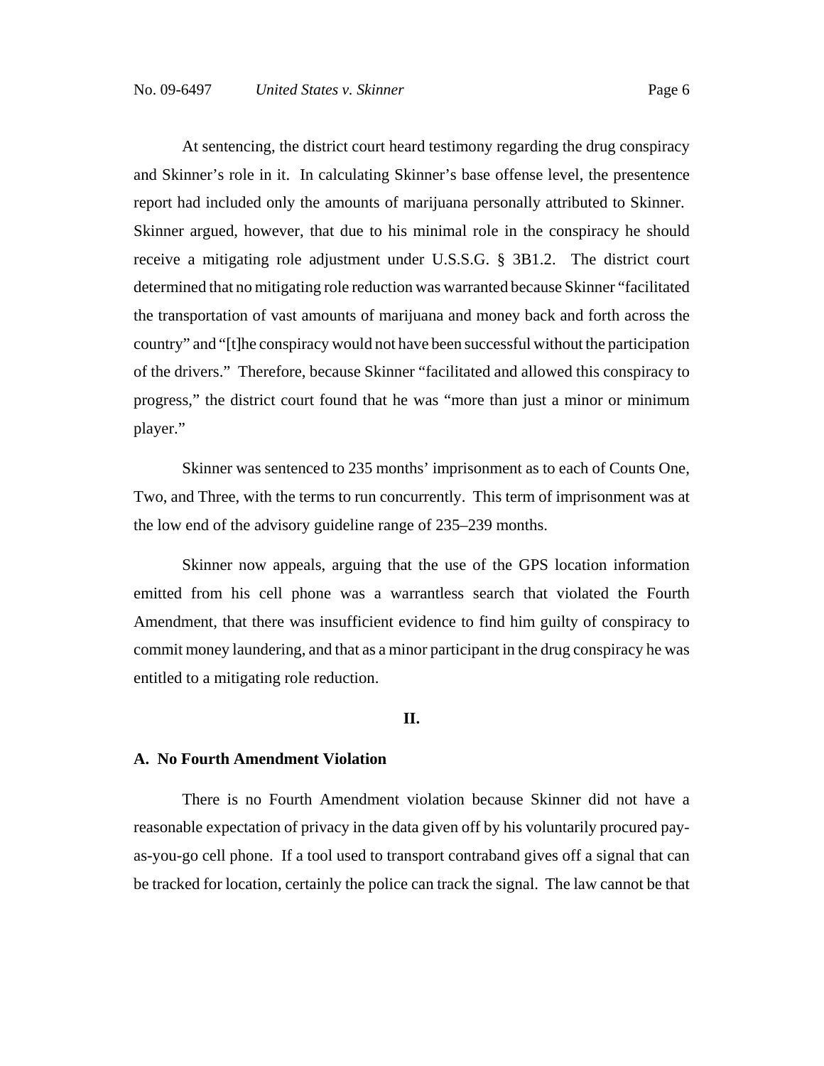At sentencing, the district court heard testimony regarding the drug conspiracy and Skinner's role in it. In calculating Skinner's base offense level, the presentence report had included only the amounts of marijuana personally attributed to Skinner. Skinner argued, however, that due to his minimal role in the conspiracy he should receive a mitigating role adjustment under U.S.S.G. § 3B1.2. The district court determined that no mitigating role reduction was warranted because Skinner "facilitated the transportation of vast amounts of marijuana and money back and forth across the country" and "[t]he conspiracy would not have been successful without the participation of the drivers." Therefore, because Skinner "facilitated and allowed this conspiracy to progress," the district court found that he was "more than just a minor or minimum player."

Skinner was sentenced to 235 months' imprisonment as to each of Counts One, Two, and Three, with the terms to run concurrently. This term of imprisonment was at the low end of the advisory guideline range of 235–239 months.

Skinner now appeals, arguing that the use of the GPS location information emitted from his cell phone was a warrantless search that violated the Fourth Amendment, that there was insufficient evidence to find him guilty of conspiracy to commit money laundering, and that as a minor participant in the drug conspiracy he was entitled to a mitigating role reduction.

## II.

### A. No Fourth Amendment Violation

There is no Fourth Amendment violation because Skinner did not have a reasonable expectation of privacy in the data given off by his voluntarily procured pay-as-you-go cell phone. If a tool used to transport contraband gives off a signal that can be tracked for location, certainly the police can track the signal. The law cannot be that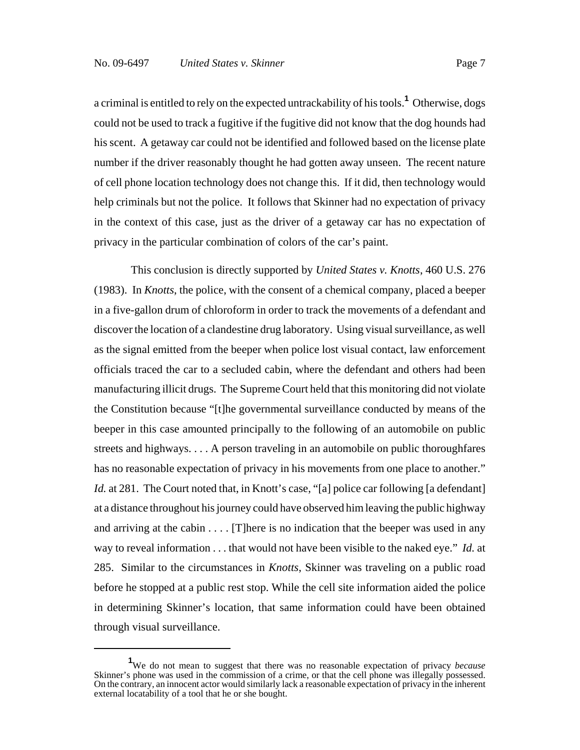a criminal is entitled to rely on the expected untrackability of his tools.[1] Otherwise, dogs could not be used to track a fugitive if the fugitive did not know that the dog hounds had his scent. A getaway car could not be identified and followed based on the license plate number if the driver reasonably thought he had gotten away unseen. The recent nature of cell phone location technology does not change this. If it did, then technology would help criminals but not the police. It follows that Skinner had no expectation of privacy in the context of this case, just as the driver of a getaway car has no expectation of privacy in the particular combination of colors of the car's paint.

This conclusion is directly supported by *United States v. Knotts*, 460 U.S. 276 (1983). In *Knotts*, the police, with the consent of a chemical company, placed a beeper in a five-gallon drum of chloroform in order to track the movements of a defendant and discover the location of a clandestine drug laboratory. Using visual surveillance, as well as the signal emitted from the beeper when police lost visual contact, law enforcement officials traced the car to a secluded cabin, where the defendant and others had been manufacturing illicit drugs. The Supreme Court held that this monitoring did not violate the Constitution because "[t]he governmental surveillance conducted by means of the beeper in this case amounted principally to the following of an automobile on public streets and highways. . . . A person traveling in an automobile on public thoroughfares has no reasonable expectation of privacy in his movements from one place to another." *Id.* at 281. The Court noted that, in Knott's case, "[a] police car following [a defendant] at a distance throughout his journey could have observed him leaving the public highway and arriving at the cabin . . . . [T]here is no indication that the beeper was used in any way to reveal information . . . that would not have been visible to the naked eye." *Id.* at 285. Similar to the circumstances in *Knotts*, Skinner was traveling on a public road before he stopped at a public rest stop. While the cell site information aided the police in determining Skinner's location, that same information could have been obtained through visual surveillance.

---

[1] We do not mean to suggest that there was no reasonable expectation of privacy *because* Skinner's phone was used in the commission of a crime, or that the cell phone was illegally possessed. On the contrary, an innocent actor would similarly lack a reasonable expectation of privacy in the inherent external locatability of a tool that he or she bought.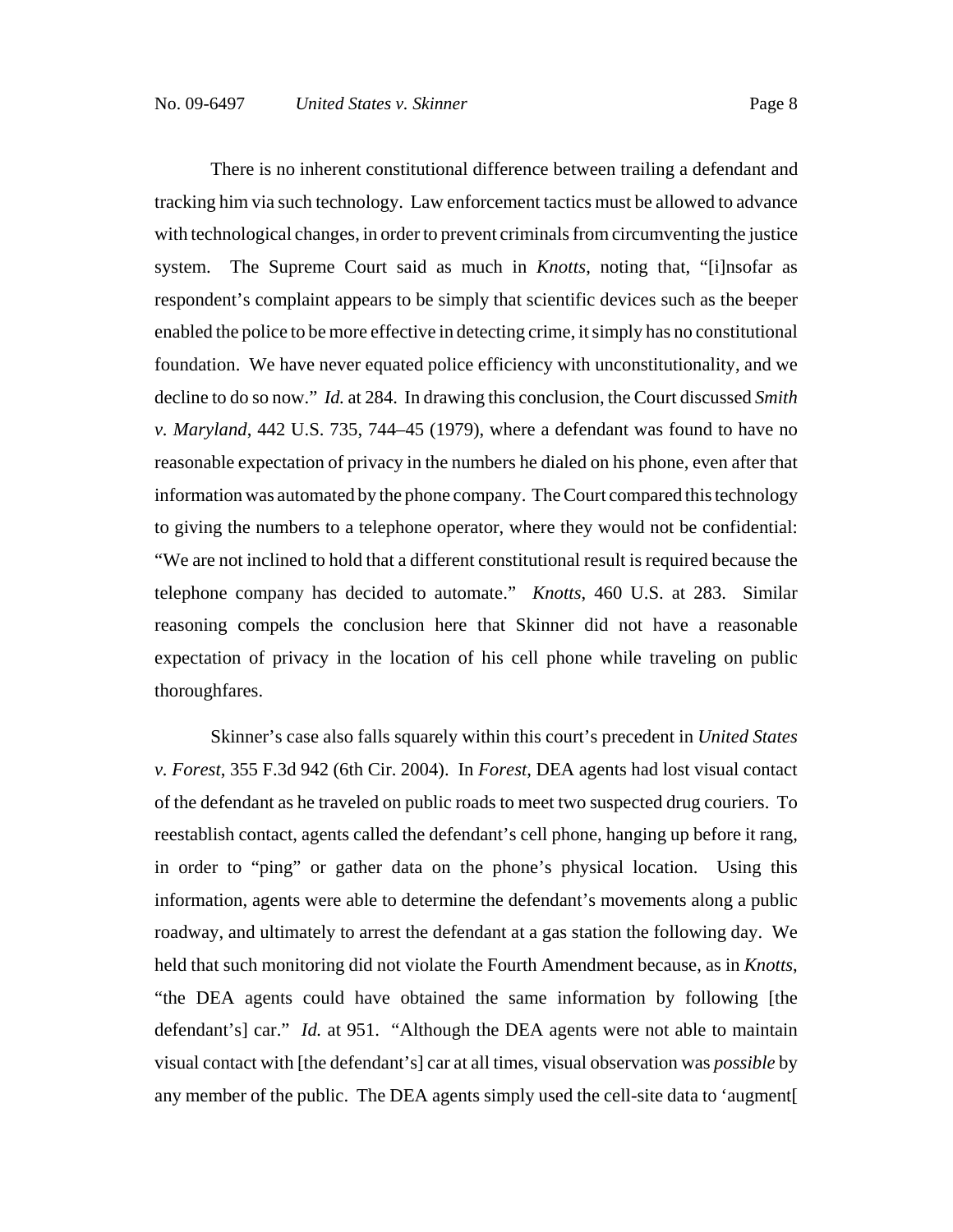There is no inherent constitutional difference between trailing a defendant and tracking him via such technology. Law enforcement tactics must be allowed to advance with technological changes, in order to prevent criminals from circumventing the justice system. The Supreme Court said as much in *Knotts*, noting that, "[i]nsofar as respondent's complaint appears to be simply that scientific devices such as the beeper enabled the police to be more effective in detecting crime, it simply has no constitutional foundation. We have never equated police efficiency with unconstitutionality, and we decline to do so now." *Id.* at 284. In drawing this conclusion, the Court discussed *Smith v. Maryland*, 442 U.S. 735, 744–45 (1979), where a defendant was found to have no reasonable expectation of privacy in the numbers he dialed on his phone, even after that information was automated by the phone company. The Court compared this technology to giving the numbers to a telephone operator, where they would not be confidential: "We are not inclined to hold that a different constitutional result is required because the telephone company has decided to automate." *Knotts*, 460 U.S. at 283. Similar reasoning compels the conclusion here that Skinner did not have a reasonable expectation of privacy in the location of his cell phone while traveling on public thoroughfares.

Skinner's case also falls squarely within this court's precedent in *United States v. Forest*, 355 F.3d 942 (6th Cir. 2004). In *Forest*, DEA agents had lost visual contact of the defendant as he traveled on public roads to meet two suspected drug couriers. To reestablish contact, agents called the defendant's cell phone, hanging up before it rang, in order to "ping" or gather data on the phone's physical location. Using this information, agents were able to determine the defendant's movements along a public roadway, and ultimately to arrest the defendant at a gas station the following day. We held that such monitoring did not violate the Fourth Amendment because, as in *Knotts*, "the DEA agents could have obtained the same information by following [the defendant's] car." *Id.* at 951. "Although the DEA agents were not able to maintain visual contact with [the defendant's] car at all times, visual observation was *possible* by any member of the public. The DEA agents simply used the cell-site data to 'augment[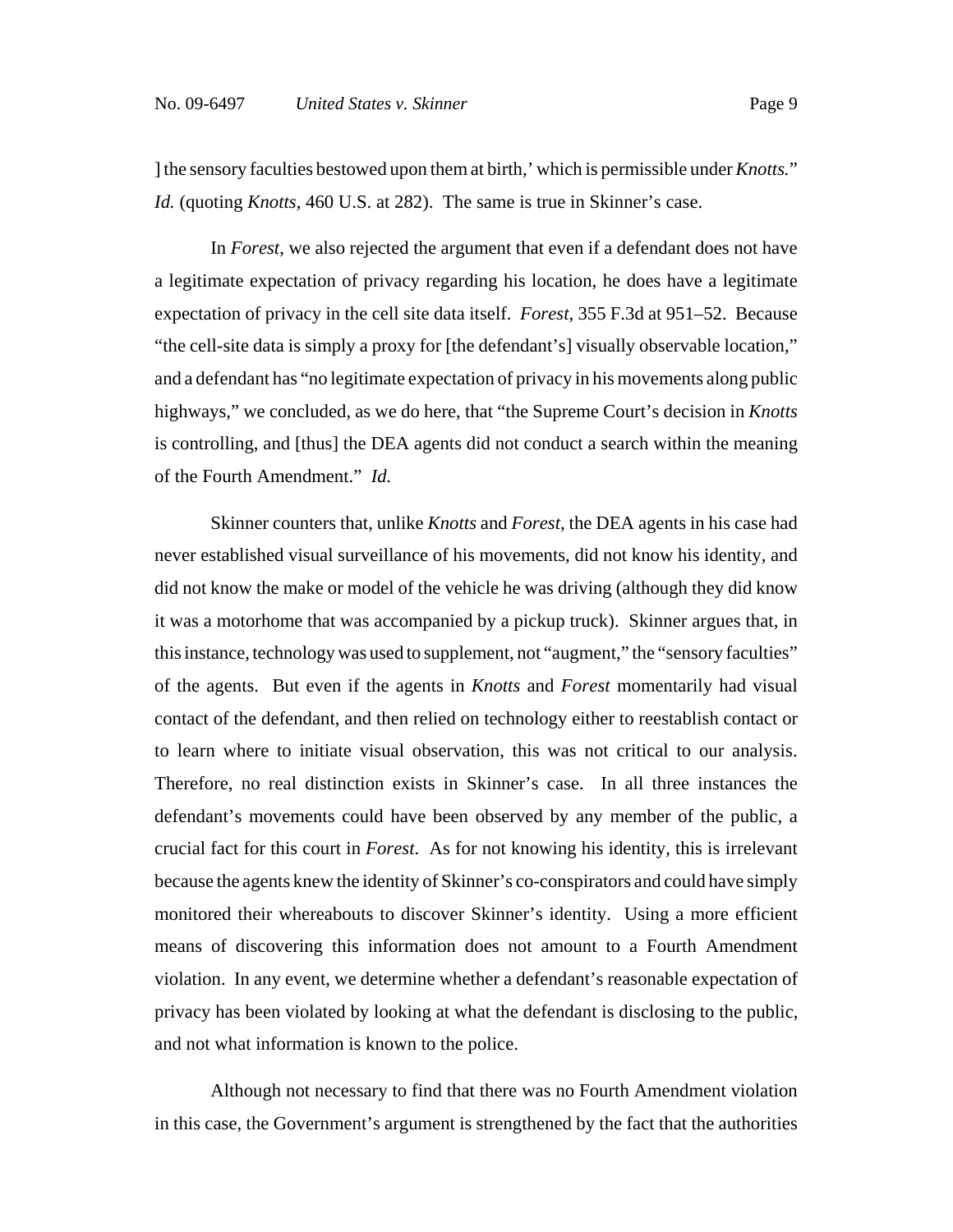] the sensory faculties bestowed upon them at birth,' which is permissible under *Knotts*." *Id.* (quoting *Knotts*, 460 U.S. at 282). The same is true in Skinner's case.

In *Forest*, we also rejected the argument that even if a defendant does not have a legitimate expectation of privacy regarding his location, he does have a legitimate expectation of privacy in the cell site data itself. *Forest*, 355 F.3d at 951–52. Because "the cell-site data is simply a proxy for [the defendant's] visually observable location," and a defendant has "no legitimate expectation of privacy in his movements along public highways," we concluded, as we do here, that "the Supreme Court's decision in *Knotts* is controlling, and [thus] the DEA agents did not conduct a search within the meaning of the Fourth Amendment." *Id.*

Skinner counters that, unlike *Knotts* and *Forest*, the DEA agents in his case had never established visual surveillance of his movements, did not know his identity, and did not know the make or model of the vehicle he was driving (although they did know it was a motorhome that was accompanied by a pickup truck). Skinner argues that, in this instance, technology was used to supplement, not "augment," the "sensory faculties" of the agents. But even if the agents in *Knotts* and *Forest* momentarily had visual contact of the defendant, and then relied on technology either to reestablish contact or to learn where to initiate visual observation, this was not critical to our analysis. Therefore, no real distinction exists in Skinner's case. In all three instances the defendant's movements could have been observed by any member of the public, a crucial fact for this court in *Forest*. As for not knowing his identity, this is irrelevant because the agents knew the identity of Skinner's co-conspirators and could have simply monitored their whereabouts to discover Skinner's identity. Using a more efficient means of discovering this information does not amount to a Fourth Amendment violation. In any event, we determine whether a defendant's reasonable expectation of privacy has been violated by looking at what the defendant is disclosing to the public, and not what information is known to the police.

Although not necessary to find that there was no Fourth Amendment violation in this case, the Government's argument is strengthened by the fact that the authorities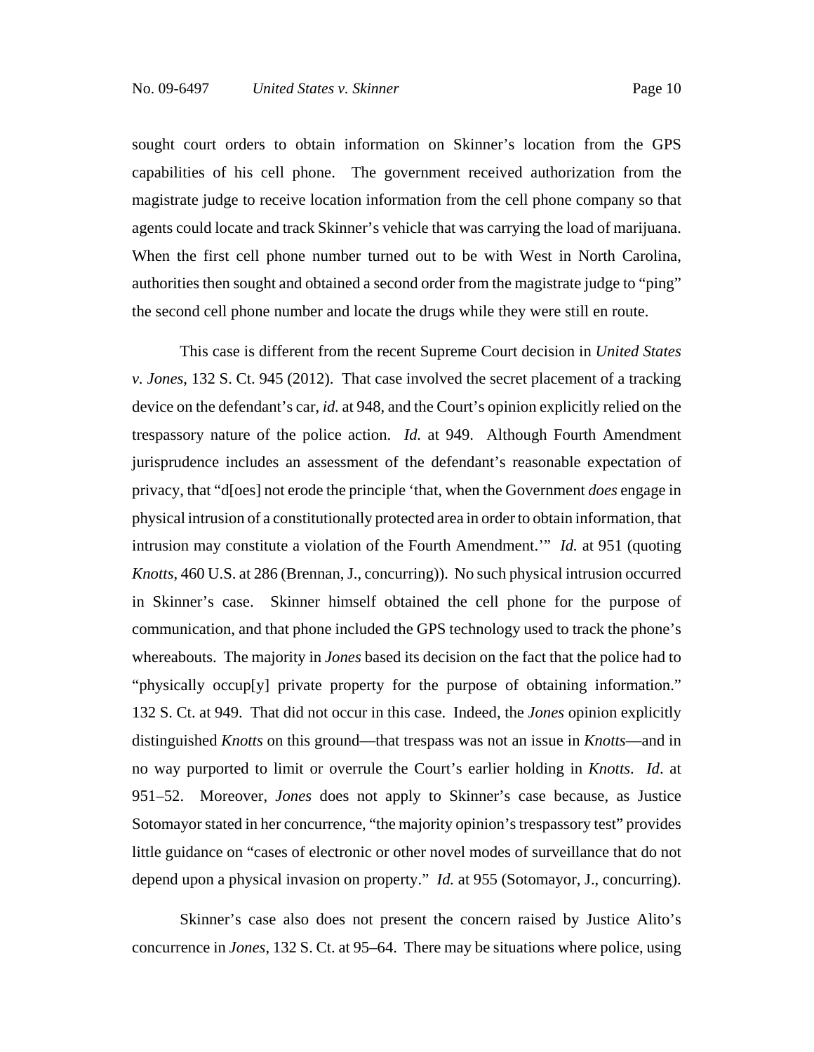sought court orders to obtain information on Skinner's location from the GPS capabilities of his cell phone. The government received authorization from the magistrate judge to receive location information from the cell phone company so that agents could locate and track Skinner's vehicle that was carrying the load of marijuana. When the first cell phone number turned out to be with West in North Carolina, authorities then sought and obtained a second order from the magistrate judge to "ping" the second cell phone number and locate the drugs while they were still en route.

This case is different from the recent Supreme Court decision in *United States v. Jones*, 132 S. Ct. 945 (2012). That case involved the secret placement of a tracking device on the defendant's car, *id.* at 948, and the Court's opinion explicitly relied on the trespassory nature of the police action. *Id.* at 949. Although Fourth Amendment jurisprudence includes an assessment of the defendant's reasonable expectation of privacy, that "d[oes] not erode the principle 'that, when the Government *does* engage in physical intrusion of a constitutionally protected area in order to obtain information, that intrusion may constitute a violation of the Fourth Amendment.'" *Id.* at 951 (quoting *Knotts*, 460 U.S. at 286 (Brennan, J., concurring)). No such physical intrusion occurred in Skinner's case. Skinner himself obtained the cell phone for the purpose of communication, and that phone included the GPS technology used to track the phone's whereabouts. The majority in *Jones* based its decision on the fact that the police had to "physically occup[y] private property for the purpose of obtaining information." 132 S. Ct. at 949. That did not occur in this case. Indeed, the *Jones* opinion explicitly distinguished *Knotts* on this ground—that trespass was not an issue in *Knotts*—and in no way purported to limit or overrule the Court's earlier holding in *Knotts*. *Id*. at 951–52. Moreover, *Jones* does not apply to Skinner's case because, as Justice Sotomayor stated in her concurrence, "the majority opinion's trespassory test" provides little guidance on "cases of electronic or other novel modes of surveillance that do not depend upon a physical invasion on property." *Id.* at 955 (Sotomayor, J., concurring).

Skinner's case also does not present the concern raised by Justice Alito's concurrence in *Jones*, 132 S. Ct. at 95–64. There may be situations where police, using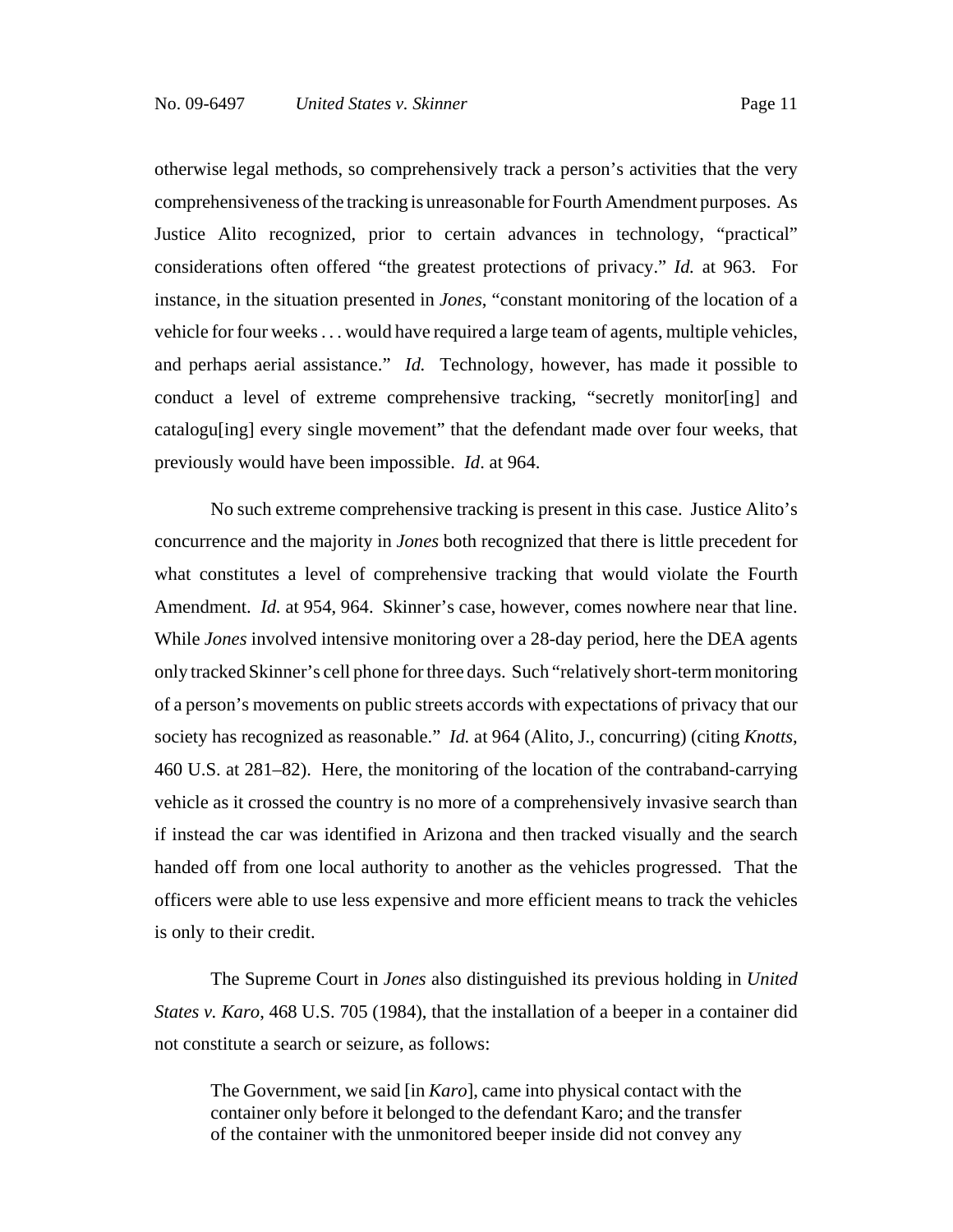otherwise legal methods, so comprehensively track a person's activities that the very comprehensiveness of the tracking is unreasonable for Fourth Amendment purposes. As Justice Alito recognized, prior to certain advances in technology, "practical" considerations often offered "the greatest protections of privacy." *Id.* at 963. For instance, in the situation presented in *Jones*, "constant monitoring of the location of a vehicle for four weeks . . . would have required a large team of agents, multiple vehicles, and perhaps aerial assistance." *Id.* Technology, however, has made it possible to conduct a level of extreme comprehensive tracking, "secretly monitor[ing] and catalogu[ing] every single movement" that the defendant made over four weeks, that previously would have been impossible. *Id*. at 964.

No such extreme comprehensive tracking is present in this case. Justice Alito's concurrence and the majority in *Jones* both recognized that there is little precedent for what constitutes a level of comprehensive tracking that would violate the Fourth Amendment. *Id.* at 954, 964. Skinner's case, however, comes nowhere near that line. While *Jones* involved intensive monitoring over a 28-day period, here the DEA agents only tracked Skinner's cell phone for three days. Such "relatively short-term monitoring of a person's movements on public streets accords with expectations of privacy that our society has recognized as reasonable." *Id.* at 964 (Alito, J., concurring) (citing *Knotts*, 460 U.S. at 281–82). Here, the monitoring of the location of the contraband-carrying vehicle as it crossed the country is no more of a comprehensively invasive search than if instead the car was identified in Arizona and then tracked visually and the search handed off from one local authority to another as the vehicles progressed. That the officers were able to use less expensive and more efficient means to track the vehicles is only to their credit.

The Supreme Court in *Jones* also distinguished its previous holding in *United States v. Karo*, 468 U.S. 705 (1984), that the installation of a beeper in a container did not constitute a search or seizure, as follows:

> The Government, we said [in *Karo*], came into physical contact with the container only before it belonged to the defendant Karo; and the transfer of the container with the unmonitored beeper inside did not convey any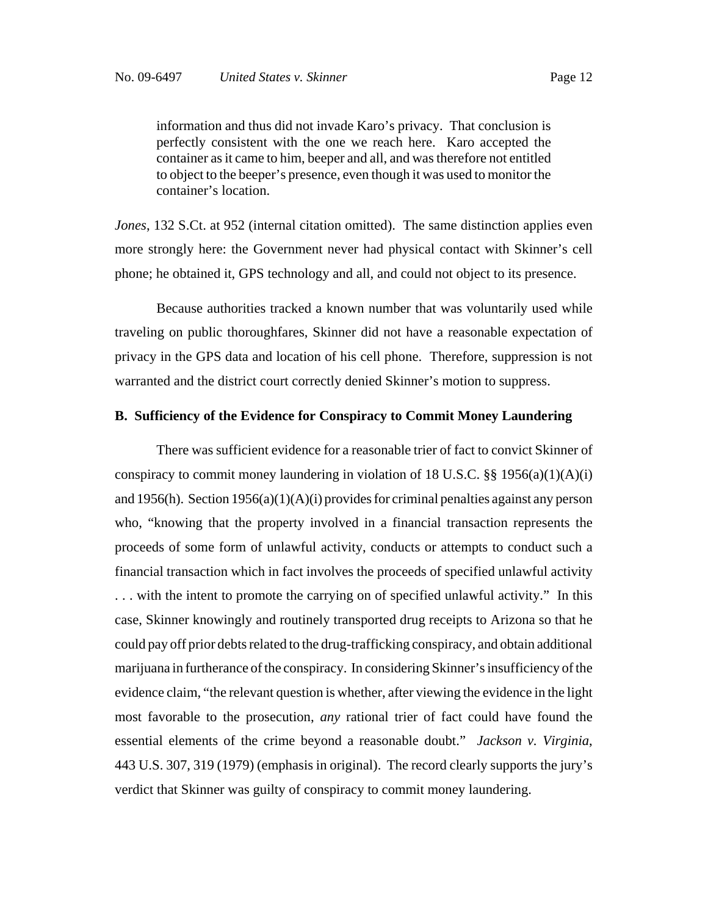> information and thus did not invade Karo's privacy. That conclusion is perfectly consistent with the one we reach here. Karo accepted the container as it came to him, beeper and all, and was therefore not entitled to object to the beeper's presence, even though it was used to monitor the container's location.

*Jones*, 132 S.Ct. at 952 (internal citation omitted). The same distinction applies even more strongly here: the Government never had physical contact with Skinner's cell phone; he obtained it, GPS technology and all, and could not object to its presence.

Because authorities tracked a known number that was voluntarily used while traveling on public thoroughfares, Skinner did not have a reasonable expectation of privacy in the GPS data and location of his cell phone. Therefore, suppression is not warranted and the district court correctly denied Skinner's motion to suppress.

**B. Sufficiency of the Evidence for Conspiracy to Commit Money Laundering**

There was sufficient evidence for a reasonable trier of fact to convict Skinner of conspiracy to commit money laundering in violation of 18 U.S.C. §§ 1956(a)(1)(A)(i) and 1956(h). Section 1956(a)(1)(A)(i) provides for criminal penalties against any person who, "knowing that the property involved in a financial transaction represents the proceeds of some form of unlawful activity, conducts or attempts to conduct such a financial transaction which in fact involves the proceeds of specified unlawful activity . . . with the intent to promote the carrying on of specified unlawful activity." In this case, Skinner knowingly and routinely transported drug receipts to Arizona so that he could pay off prior debts related to the drug-trafficking conspiracy, and obtain additional marijuana in furtherance of the conspiracy. In considering Skinner's insufficiency of the evidence claim, "the relevant question is whether, after viewing the evidence in the light most favorable to the prosecution, *any* rational trier of fact could have found the essential elements of the crime beyond a reasonable doubt." *Jackson v. Virginia*, 443 U.S. 307, 319 (1979) (emphasis in original). The record clearly supports the jury's verdict that Skinner was guilty of conspiracy to commit money laundering.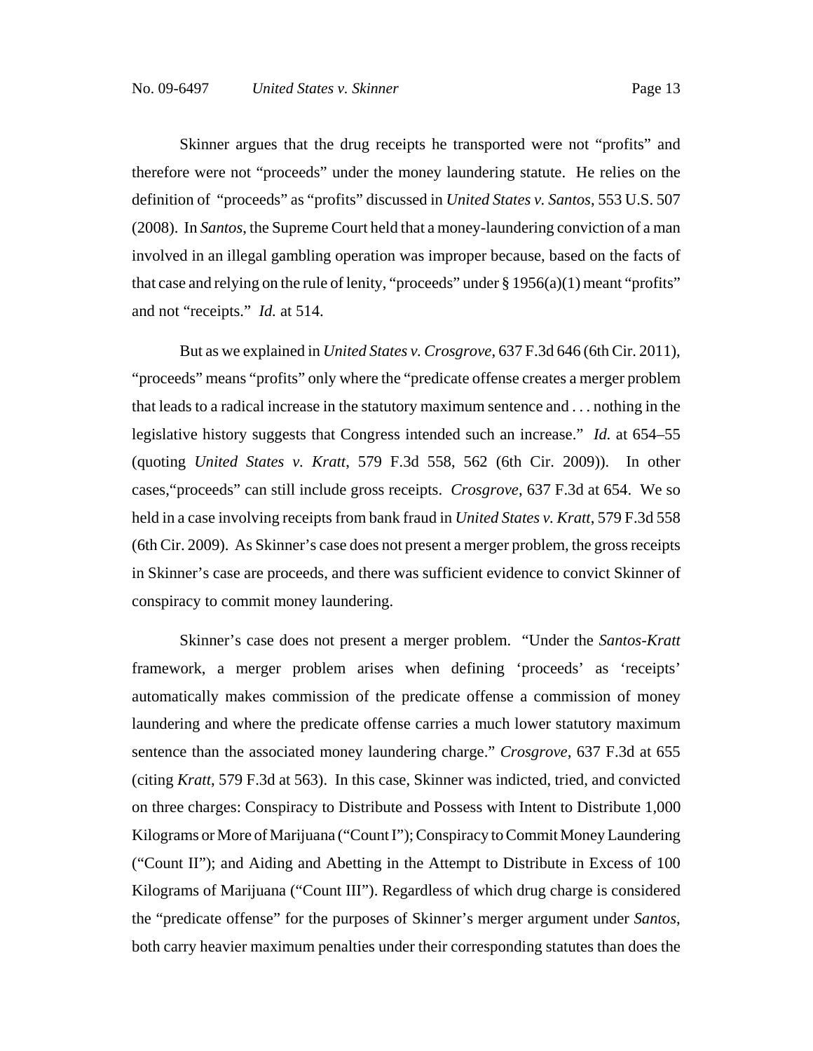Skinner argues that the drug receipts he transported were not "profits" and therefore were not "proceeds" under the money laundering statute. He relies on the definition of "proceeds" as "profits" discussed in *United States v. Santos*, 553 U.S. 507 (2008). In *Santos*, the Supreme Court held that a money-laundering conviction of a man involved in an illegal gambling operation was improper because, based on the facts of that case and relying on the rule of lenity, "proceeds" under § 1956(a)(1) meant "profits" and not "receipts." *Id.* at 514.

But as we explained in *United States v. Crosgrove*, 637 F.3d 646 (6th Cir. 2011), "proceeds" means "profits" only where the "predicate offense creates a merger problem that leads to a radical increase in the statutory maximum sentence and . . . nothing in the legislative history suggests that Congress intended such an increase." *Id.* at 654–55 (quoting *United States v. Kratt*, 579 F.3d 558, 562 (6th Cir. 2009)). In other cases,"proceeds" can still include gross receipts. *Crosgrove*, 637 F.3d at 654. We so held in a case involving receipts from bank fraud in *United States v. Kratt*, 579 F.3d 558 (6th Cir. 2009). As Skinner's case does not present a merger problem, the gross receipts in Skinner's case are proceeds, and there was sufficient evidence to convict Skinner of conspiracy to commit money laundering.

Skinner's case does not present a merger problem. "Under the *Santos-Kratt* framework, a merger problem arises when defining 'proceeds' as 'receipts' automatically makes commission of the predicate offense a commission of money laundering and where the predicate offense carries a much lower statutory maximum sentence than the associated money laundering charge." *Crosgrove*, 637 F.3d at 655 (citing *Kratt*, 579 F.3d at 563). In this case, Skinner was indicted, tried, and convicted on three charges: Conspiracy to Distribute and Possess with Intent to Distribute 1,000 Kilograms or More of Marijuana ("Count I"); Conspiracy to Commit Money Laundering ("Count II"); and Aiding and Abetting in the Attempt to Distribute in Excess of 100 Kilograms of Marijuana ("Count III"). Regardless of which drug charge is considered the "predicate offense" for the purposes of Skinner's merger argument under *Santos*, both carry heavier maximum penalties under their corresponding statutes than does the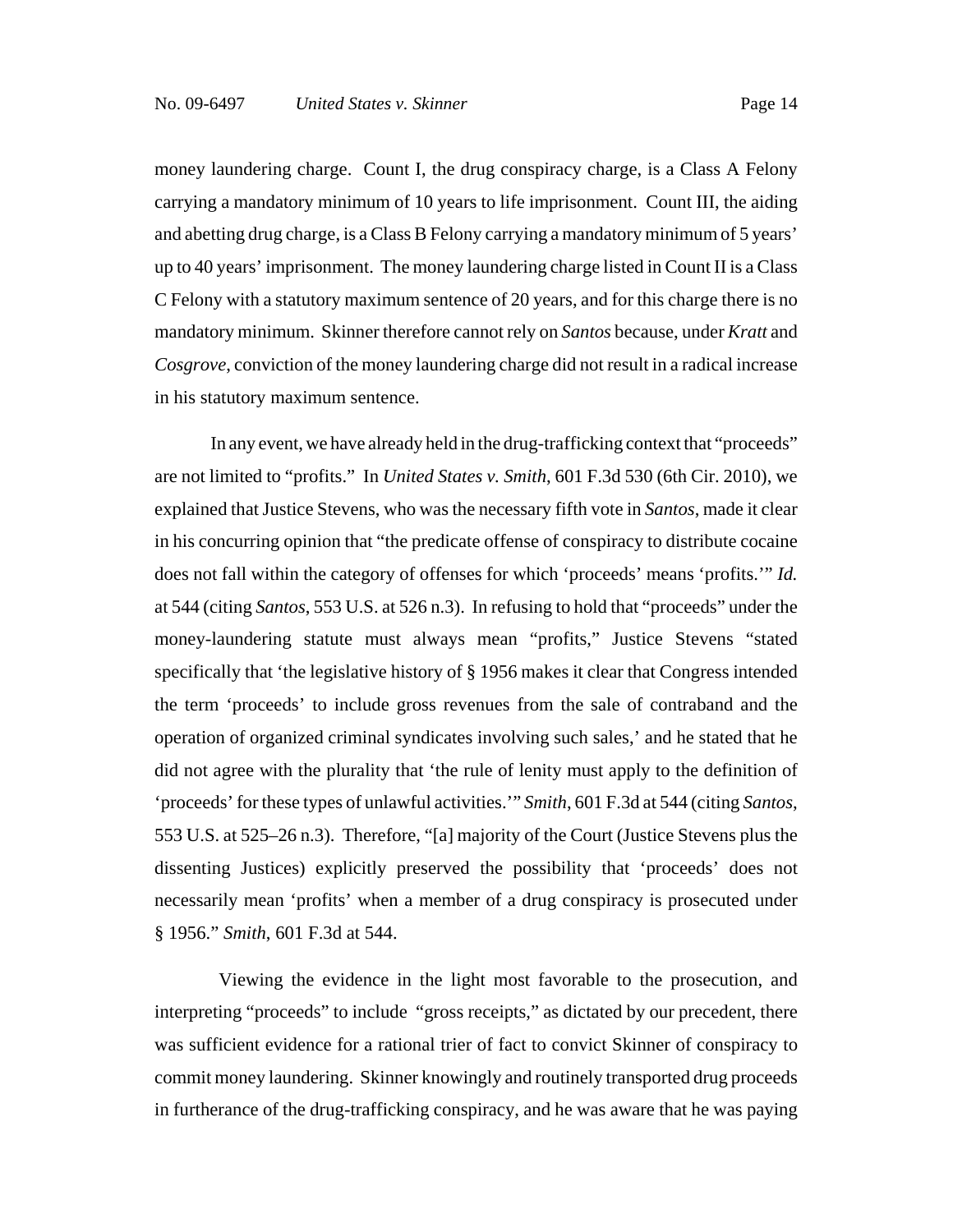money laundering charge. Count I, the drug conspiracy charge, is a Class A Felony carrying a mandatory minimum of 10 years to life imprisonment. Count III, the aiding and abetting drug charge, is a Class B Felony carrying a mandatory minimum of 5 years' up to 40 years' imprisonment. The money laundering charge listed in Count II is a Class C Felony with a statutory maximum sentence of 20 years, and for this charge there is no mandatory minimum. Skinner therefore cannot rely on *Santos* because, under *Kratt* and *Cosgrove*, conviction of the money laundering charge did not result in a radical increase in his statutory maximum sentence.

In any event, we have already held in the drug-trafficking context that "proceeds" are not limited to "profits." In *United States v. Smith*, 601 F.3d 530 (6th Cir. 2010), we explained that Justice Stevens, who was the necessary fifth vote in *Santos*, made it clear in his concurring opinion that "the predicate offense of conspiracy to distribute cocaine does not fall within the category of offenses for which 'proceeds' means 'profits.'" *Id.* at 544 (citing *Santos*, 553 U.S. at 526 n.3). In refusing to hold that "proceeds" under the money-laundering statute must always mean "profits," Justice Stevens "stated specifically that 'the legislative history of § 1956 makes it clear that Congress intended the term 'proceeds' to include gross revenues from the sale of contraband and the operation of organized criminal syndicates involving such sales,' and he stated that he did not agree with the plurality that 'the rule of lenity must apply to the definition of 'proceeds' for these types of unlawful activities.'" *Smith*, 601 F.3d at 544 (citing *Santos*, 553 U.S. at 525–26 n.3). Therefore, "[a] majority of the Court (Justice Stevens plus the dissenting Justices) explicitly preserved the possibility that 'proceeds' does not necessarily mean 'profits' when a member of a drug conspiracy is prosecuted under § 1956." *Smith*, 601 F.3d at 544.

Viewing the evidence in the light most favorable to the prosecution, and interpreting "proceeds" to include "gross receipts," as dictated by our precedent, there was sufficient evidence for a rational trier of fact to convict Skinner of conspiracy to commit money laundering. Skinner knowingly and routinely transported drug proceeds in furtherance of the drug-trafficking conspiracy, and he was aware that he was paying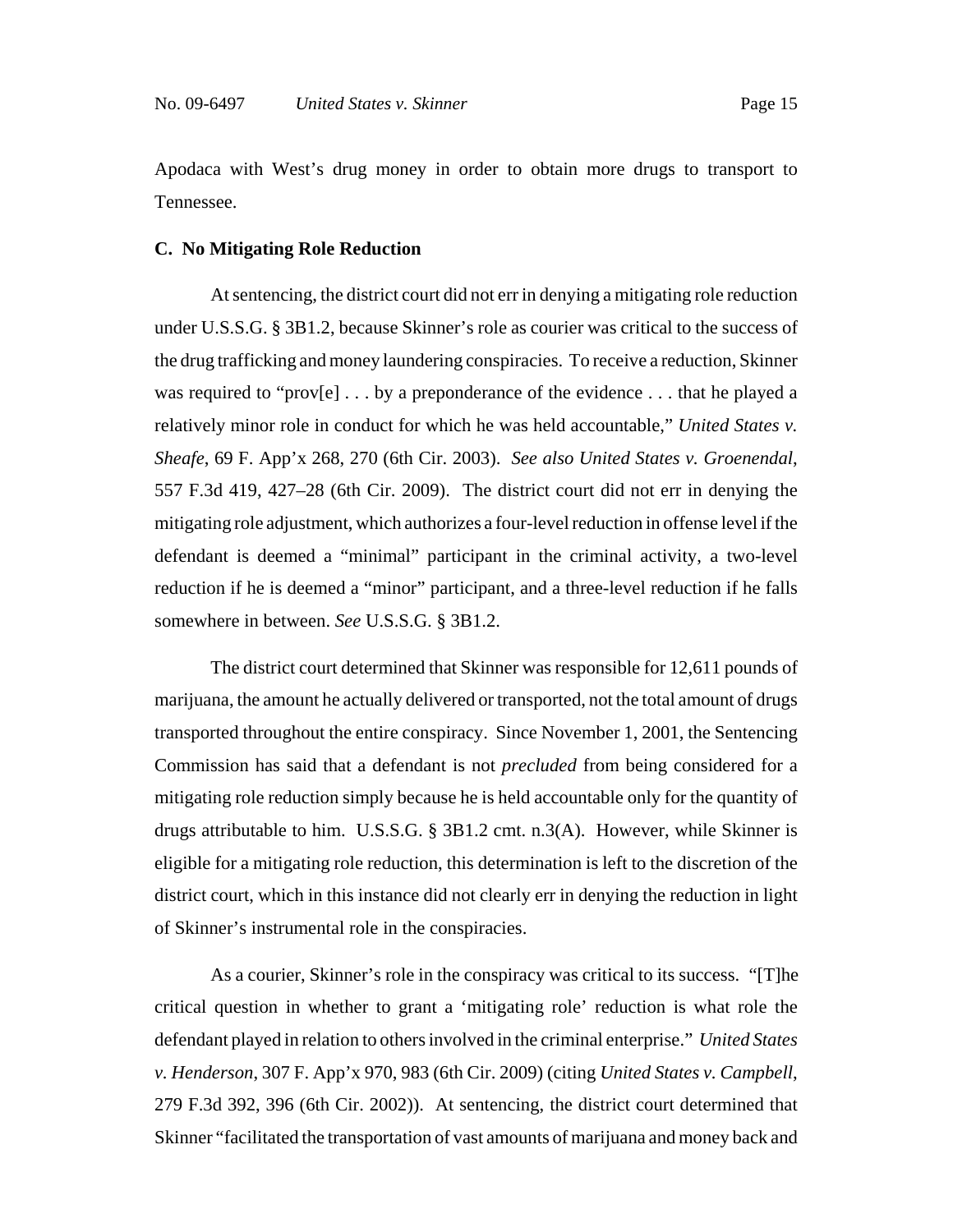Apodaca with West's drug money in order to obtain more drugs to transport to Tennessee.

**C. No Mitigating Role Reduction**

At sentencing, the district court did not err in denying a mitigating role reduction under U.S.S.G. § 3B1.2, because Skinner's role as courier was critical to the success of the drug trafficking and money laundering conspiracies. To receive a reduction, Skinner was required to "prov[e] . . . by a preponderance of the evidence . . . that he played a relatively minor role in conduct for which he was held accountable," *United States v. Sheafe*, 69 F. App'x 268, 270 (6th Cir. 2003). *See also United States v. Groenendal*, 557 F.3d 419, 427–28 (6th Cir. 2009). The district court did not err in denying the mitigating role adjustment, which authorizes a four-level reduction in offense level if the defendant is deemed a "minimal" participant in the criminal activity, a two-level reduction if he is deemed a "minor" participant, and a three-level reduction if he falls somewhere in between. *See* U.S.S.G. § 3B1.2.

The district court determined that Skinner was responsible for 12,611 pounds of marijuana, the amount he actually delivered or transported, not the total amount of drugs transported throughout the entire conspiracy. Since November 1, 2001, the Sentencing Commission has said that a defendant is not *precluded* from being considered for a mitigating role reduction simply because he is held accountable only for the quantity of drugs attributable to him. U.S.S.G. § 3B1.2 cmt. n.3(A). However, while Skinner is eligible for a mitigating role reduction, this determination is left to the discretion of the district court, which in this instance did not clearly err in denying the reduction in light of Skinner's instrumental role in the conspiracies.

As a courier, Skinner's role in the conspiracy was critical to its success. "[T]he critical question in whether to grant a 'mitigating role' reduction is what role the defendant played in relation to others involved in the criminal enterprise." *United States v. Henderson*, 307 F. App'x 970, 983 (6th Cir. 2009) (citing *United States v. Campbell*, 279 F.3d 392, 396 (6th Cir. 2002)). At sentencing, the district court determined that Skinner "facilitated the transportation of vast amounts of marijuana and money back and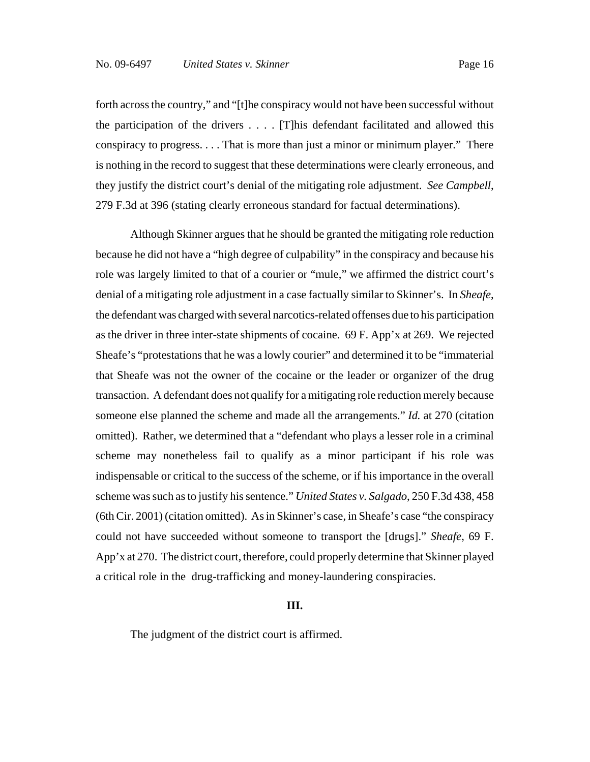forth across the country," and "[t]he conspiracy would not have been successful without the participation of the drivers . . . . [T]his defendant facilitated and allowed this conspiracy to progress. . . . That is more than just a minor or minimum player." There is nothing in the record to suggest that these determinations were clearly erroneous, and they justify the district court's denial of the mitigating role adjustment. *See Campbell*, 279 F.3d at 396 (stating clearly erroneous standard for factual determinations).

Although Skinner argues that he should be granted the mitigating role reduction because he did not have a "high degree of culpability" in the conspiracy and because his role was largely limited to that of a courier or "mule," we affirmed the district court's denial of a mitigating role adjustment in a case factually similar to Skinner's. In *Sheafe*, the defendant was charged with several narcotics-related offenses due to his participation as the driver in three inter-state shipments of cocaine. 69 F. App'x at 269. We rejected Sheafe's "protestations that he was a lowly courier" and determined it to be "immaterial that Sheafe was not the owner of the cocaine or the leader or organizer of the drug transaction. A defendant does not qualify for a mitigating role reduction merely because someone else planned the scheme and made all the arrangements." *Id.* at 270 (citation omitted). Rather, we determined that a "defendant who plays a lesser role in a criminal scheme may nonetheless fail to qualify as a minor participant if his role was indispensable or critical to the success of the scheme, or if his importance in the overall scheme was such as to justify his sentence." *United States v. Salgado*, 250 F.3d 438, 458 (6th Cir. 2001) (citation omitted). As in Skinner's case, in Sheafe's case "the conspiracy could not have succeeded without someone to transport the [drugs]." *Sheafe*, 69 F. App'x at 270. The district court, therefore, could properly determine that Skinner played a critical role in the drug-trafficking and money-laundering conspiracies.

## III.

The judgment of the district court is affirmed.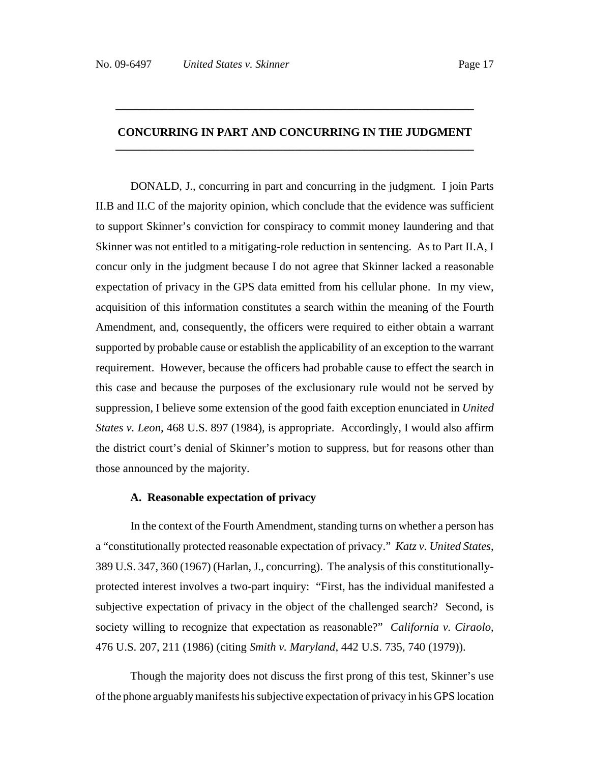## CONCURRING IN PART AND CONCURRING IN THE JUDGMENT

DONALD, J., concurring in part and concurring in the judgment. I join Parts II.B and II.C of the majority opinion, which conclude that the evidence was sufficient to support Skinner's conviction for conspiracy to commit money laundering and that Skinner was not entitled to a mitigating-role reduction in sentencing. As to Part II.A, I concur only in the judgment because I do not agree that Skinner lacked a reasonable expectation of privacy in the GPS data emitted from his cellular phone. In my view, acquisition of this information constitutes a search within the meaning of the Fourth Amendment, and, consequently, the officers were required to either obtain a warrant supported by probable cause or establish the applicability of an exception to the warrant requirement. However, because the officers had probable cause to effect the search in this case and because the purposes of the exclusionary rule would not be served by suppression, I believe some extension of the good faith exception enunciated in *United States v. Leon*, 468 U.S. 897 (1984), is appropriate. Accordingly, I would also affirm the district court's denial of Skinner's motion to suppress, but for reasons other than those announced by the majority.

### A. Reasonable expectation of privacy

In the context of the Fourth Amendment, standing turns on whether a person has a "constitutionally protected reasonable expectation of privacy." *Katz v. United States*, 389 U.S. 347, 360 (1967) (Harlan, J., concurring). The analysis of this constitutionally-protected interest involves a two-part inquiry: "First, has the individual manifested a subjective expectation of privacy in the object of the challenged search? Second, is society willing to recognize that expectation as reasonable?" *California v. Ciraolo*, 476 U.S. 207, 211 (1986) (citing *Smith v. Maryland*, 442 U.S. 735, 740 (1979)).

Though the majority does not discuss the first prong of this test, Skinner's use of the phone arguably manifests his subjective expectation of privacy in his GPS location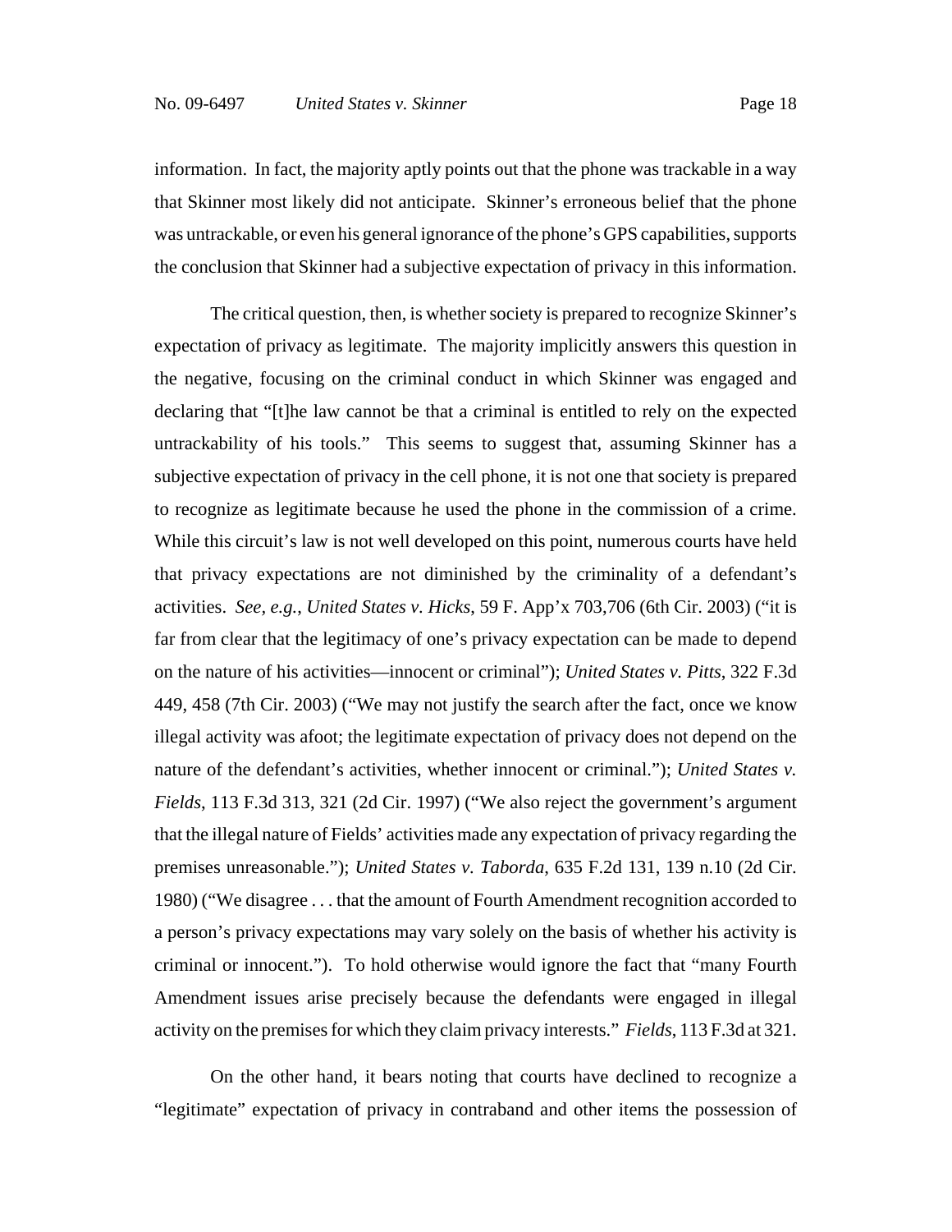information. In fact, the majority aptly points out that the phone was trackable in a way that Skinner most likely did not anticipate. Skinner's erroneous belief that the phone was untrackable, or even his general ignorance of the phone's GPS capabilities, supports the conclusion that Skinner had a subjective expectation of privacy in this information.

The critical question, then, is whether society is prepared to recognize Skinner's expectation of privacy as legitimate. The majority implicitly answers this question in the negative, focusing on the criminal conduct in which Skinner was engaged and declaring that "[t]he law cannot be that a criminal is entitled to rely on the expected untrackability of his tools." This seems to suggest that, assuming Skinner has a subjective expectation of privacy in the cell phone, it is not one that society is prepared to recognize as legitimate because he used the phone in the commission of a crime. While this circuit's law is not well developed on this point, numerous courts have held that privacy expectations are not diminished by the criminality of a defendant's activities. *See, e.g.*, *United States v. Hicks*, 59 F. App'x 703,706 (6th Cir. 2003) ("it is far from clear that the legitimacy of one's privacy expectation can be made to depend on the nature of his activities—innocent or criminal"); *United States v. Pitts*, 322 F.3d 449, 458 (7th Cir. 2003) ("We may not justify the search after the fact, once we know illegal activity was afoot; the legitimate expectation of privacy does not depend on the nature of the defendant's activities, whether innocent or criminal."); *United States v. Fields*, 113 F.3d 313, 321 (2d Cir. 1997) ("We also reject the government's argument that the illegal nature of Fields' activities made any expectation of privacy regarding the premises unreasonable."); *United States v. Taborda*, 635 F.2d 131, 139 n.10 (2d Cir. 1980) ("We disagree . . . that the amount of Fourth Amendment recognition accorded to a person's privacy expectations may vary solely on the basis of whether his activity is criminal or innocent."). To hold otherwise would ignore the fact that "many Fourth Amendment issues arise precisely because the defendants were engaged in illegal activity on the premises for which they claim privacy interests." *Fields*, 113 F.3d at 321.

On the other hand, it bears noting that courts have declined to recognize a "legitimate" expectation of privacy in contraband and other items the possession of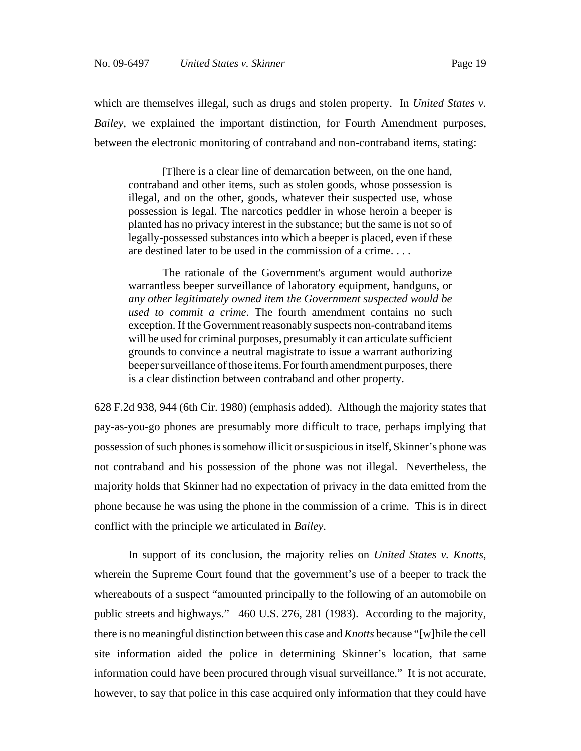which are themselves illegal, such as drugs and stolen property. In *United States v. Bailey*, we explained the important distinction, for Fourth Amendment purposes, between the electronic monitoring of contraband and non-contraband items, stating:

> [T]here is a clear line of demarcation between, on the one hand, contraband and other items, such as stolen goods, whose possession is illegal, and on the other, goods, whatever their suspected use, whose possession is legal. The narcotics peddler in whose heroin a beeper is planted has no privacy interest in the substance; but the same is not so of legally-possessed substances into which a beeper is placed, even if these are destined later to be used in the commission of a crime. . . .
>
> The rationale of the Government's argument would authorize warrantless beeper surveillance of laboratory equipment, handguns, or *any other legitimately owned item the Government suspected would be used to commit a crime*. The fourth amendment contains no such exception. If the Government reasonably suspects non-contraband items will be used for criminal purposes, presumably it can articulate sufficient grounds to convince a neutral magistrate to issue a warrant authorizing beeper surveillance of those items. For fourth amendment purposes, there is a clear distinction between contraband and other property.

628 F.2d 938, 944 (6th Cir. 1980) (emphasis added). Although the majority states that pay-as-you-go phones are presumably more difficult to trace, perhaps implying that possession of such phones is somehow illicit or suspicious in itself, Skinner's phone was not contraband and his possession of the phone was not illegal. Nevertheless, the majority holds that Skinner had no expectation of privacy in the data emitted from the phone because he was using the phone in the commission of a crime. This is in direct conflict with the principle we articulated in *Bailey*.

In support of its conclusion, the majority relies on *United States v. Knotts*, wherein the Supreme Court found that the government's use of a beeper to track the whereabouts of a suspect "amounted principally to the following of an automobile on public streets and highways." 460 U.S. 276, 281 (1983). According to the majority, there is no meaningful distinction between this case and *Knotts* because "[w]hile the cell site information aided the police in determining Skinner's location, that same information could have been procured through visual surveillance." It is not accurate, however, to say that police in this case acquired only information that they could have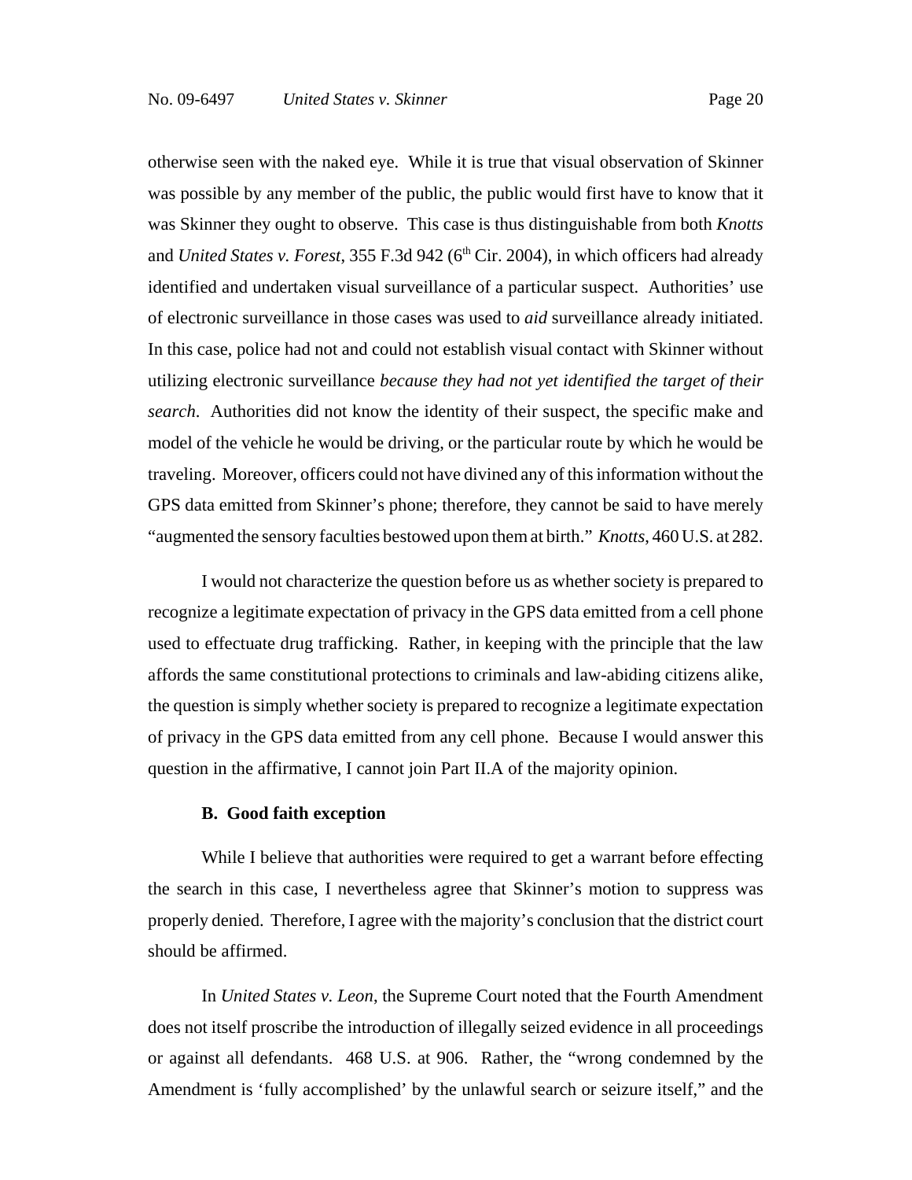otherwise seen with the naked eye. While it is true that visual observation of Skinner was possible by any member of the public, the public would first have to know that it was Skinner they ought to observe. This case is thus distinguishable from both *Knotts* and *United States v. Forest*, 355 F.3d 942 (6th Cir. 2004), in which officers had already identified and undertaken visual surveillance of a particular suspect. Authorities' use of electronic surveillance in those cases was used to *aid* surveillance already initiated. In this case, police had not and could not establish visual contact with Skinner without utilizing electronic surveillance *because they had not yet identified the target of their search*. Authorities did not know the identity of their suspect, the specific make and model of the vehicle he would be driving, or the particular route by which he would be traveling. Moreover, officers could not have divined any of this information without the GPS data emitted from Skinner's phone; therefore, they cannot be said to have merely "augmented the sensory faculties bestowed upon them at birth." *Knotts*, 460 U.S. at 282.

I would not characterize the question before us as whether society is prepared to recognize a legitimate expectation of privacy in the GPS data emitted from a cell phone used to effectuate drug trafficking. Rather, in keeping with the principle that the law affords the same constitutional protections to criminals and law-abiding citizens alike, the question is simply whether society is prepared to recognize a legitimate expectation of privacy in the GPS data emitted from any cell phone. Because I would answer this question in the affirmative, I cannot join Part II.A of the majority opinion.

**B. Good faith exception**

While I believe that authorities were required to get a warrant before effecting the search in this case, I nevertheless agree that Skinner's motion to suppress was properly denied. Therefore, I agree with the majority's conclusion that the district court should be affirmed.

In *United States v. Leon*, the Supreme Court noted that the Fourth Amendment does not itself proscribe the introduction of illegally seized evidence in all proceedings or against all defendants. 468 U.S. at 906. Rather, the "wrong condemned by the Amendment is 'fully accomplished' by the unlawful search or seizure itself," and the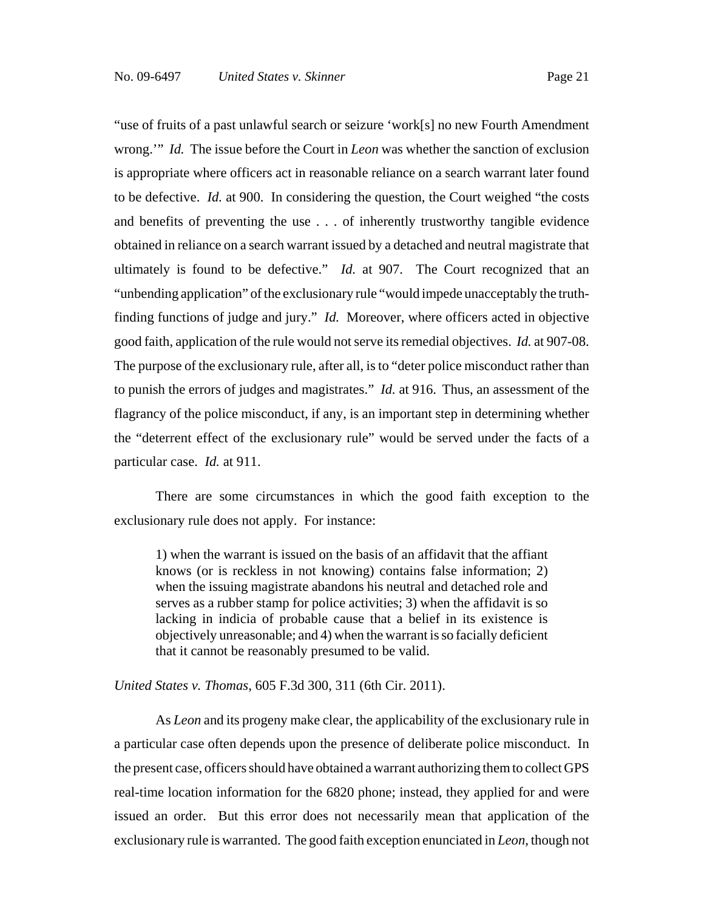"use of fruits of a past unlawful search or seizure 'work[s] no new Fourth Amendment wrong.'" *Id.* The issue before the Court in *Leon* was whether the sanction of exclusion is appropriate where officers act in reasonable reliance on a search warrant later found to be defective. *Id.* at 900. In considering the question, the Court weighed "the costs and benefits of preventing the use . . . of inherently trustworthy tangible evidence obtained in reliance on a search warrant issued by a detached and neutral magistrate that ultimately is found to be defective." *Id.* at 907. The Court recognized that an "unbending application" of the exclusionary rule "would impede unacceptably the truth-finding functions of judge and jury." *Id.* Moreover, where officers acted in objective good faith, application of the rule would not serve its remedial objectives. *Id.* at 907-08. The purpose of the exclusionary rule, after all, is to "deter police misconduct rather than to punish the errors of judges and magistrates." *Id.* at 916. Thus, an assessment of the flagrancy of the police misconduct, if any, is an important step in determining whether the "deterrent effect of the exclusionary rule" would be served under the facts of a particular case. *Id.* at 911.

There are some circumstances in which the good faith exception to the exclusionary rule does not apply. For instance:

> 1) when the warrant is issued on the basis of an affidavit that the affiant knows (or is reckless in not knowing) contains false information; 2) when the issuing magistrate abandons his neutral and detached role and serves as a rubber stamp for police activities; 3) when the affidavit is so lacking in indicia of probable cause that a belief in its existence is objectively unreasonable; and 4) when the warrant is so facially deficient that it cannot be reasonably presumed to be valid.

*United States v. Thomas*, 605 F.3d 300, 311 (6th Cir. 2011).

As *Leon* and its progeny make clear, the applicability of the exclusionary rule in a particular case often depends upon the presence of deliberate police misconduct. In the present case, officers should have obtained a warrant authorizing them to collect GPS real-time location information for the 6820 phone; instead, they applied for and were issued an order. But this error does not necessarily mean that application of the exclusionary rule is warranted. The good faith exception enunciated in *Leon*, though not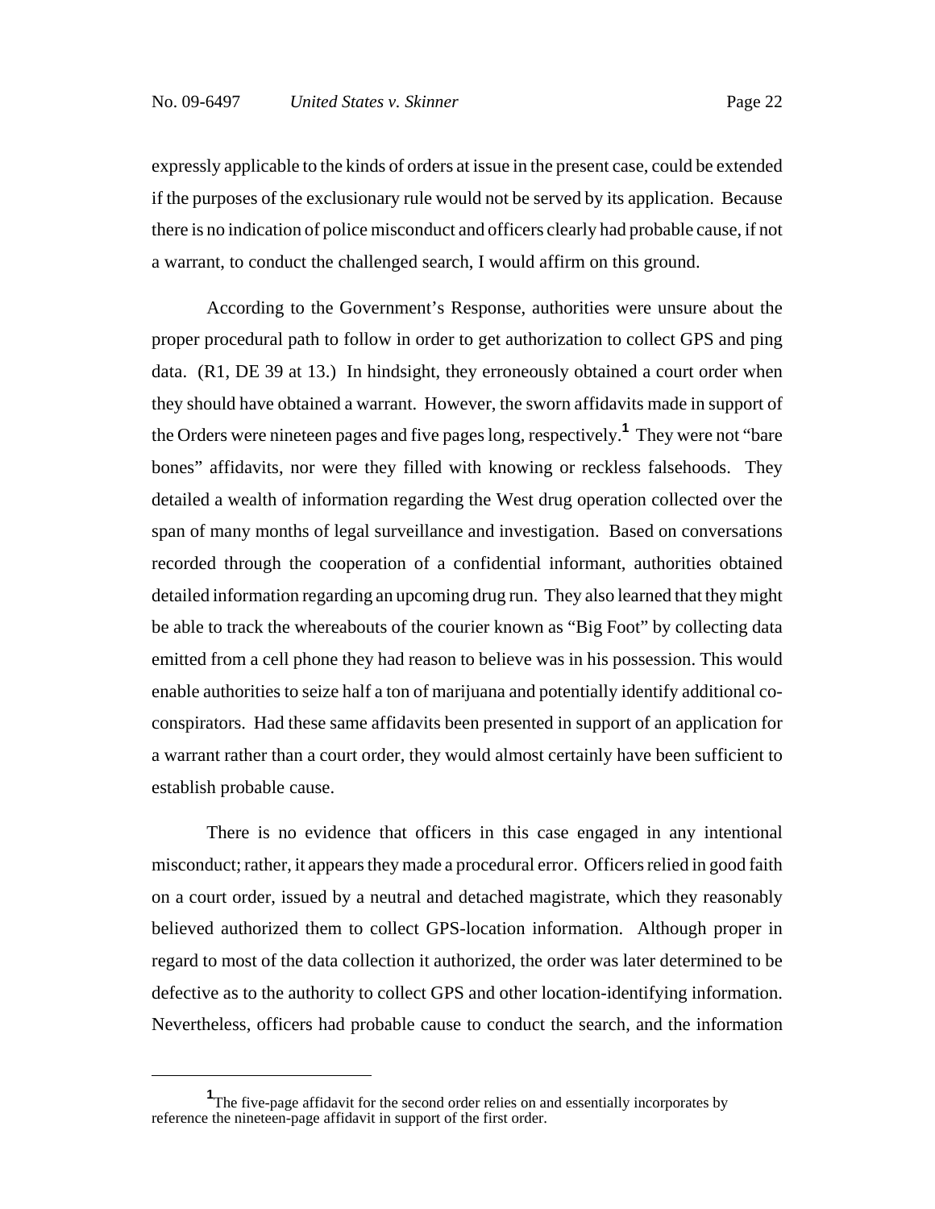expressly applicable to the kinds of orders at issue in the present case, could be extended if the purposes of the exclusionary rule would not be served by its application. Because there is no indication of police misconduct and officers clearly had probable cause, if not a warrant, to conduct the challenged search, I would affirm on this ground.

According to the Government's Response, authorities were unsure about the proper procedural path to follow in order to get authorization to collect GPS and ping data. (R1, DE 39 at 13.) In hindsight, they erroneously obtained a court order when they should have obtained a warrant. However, the sworn affidavits made in support of the Orders were nineteen pages and five pages long, respectively.[1] They were not "bare bones" affidavits, nor were they filled with knowing or reckless falsehoods. They detailed a wealth of information regarding the West drug operation collected over the span of many months of legal surveillance and investigation. Based on conversations recorded through the cooperation of a confidential informant, authorities obtained detailed information regarding an upcoming drug run. They also learned that they might be able to track the whereabouts of the courier known as "Big Foot" by collecting data emitted from a cell phone they had reason to believe was in his possession. This would enable authorities to seize half a ton of marijuana and potentially identify additional co-conspirators. Had these same affidavits been presented in support of an application for a warrant rather than a court order, they would almost certainly have been sufficient to establish probable cause.

There is no evidence that officers in this case engaged in any intentional misconduct; rather, it appears they made a procedural error. Officers relied in good faith on a court order, issued by a neutral and detached magistrate, which they reasonably believed authorized them to collect GPS-location information. Although proper in regard to most of the data collection it authorized, the order was later determined to be defective as to the authority to collect GPS and other location-identifying information. Nevertheless, officers had probable cause to conduct the search, and the information

[1] The five-page affidavit for the second order relies on and essentially incorporates by reference the nineteen-page affidavit in support of the first order.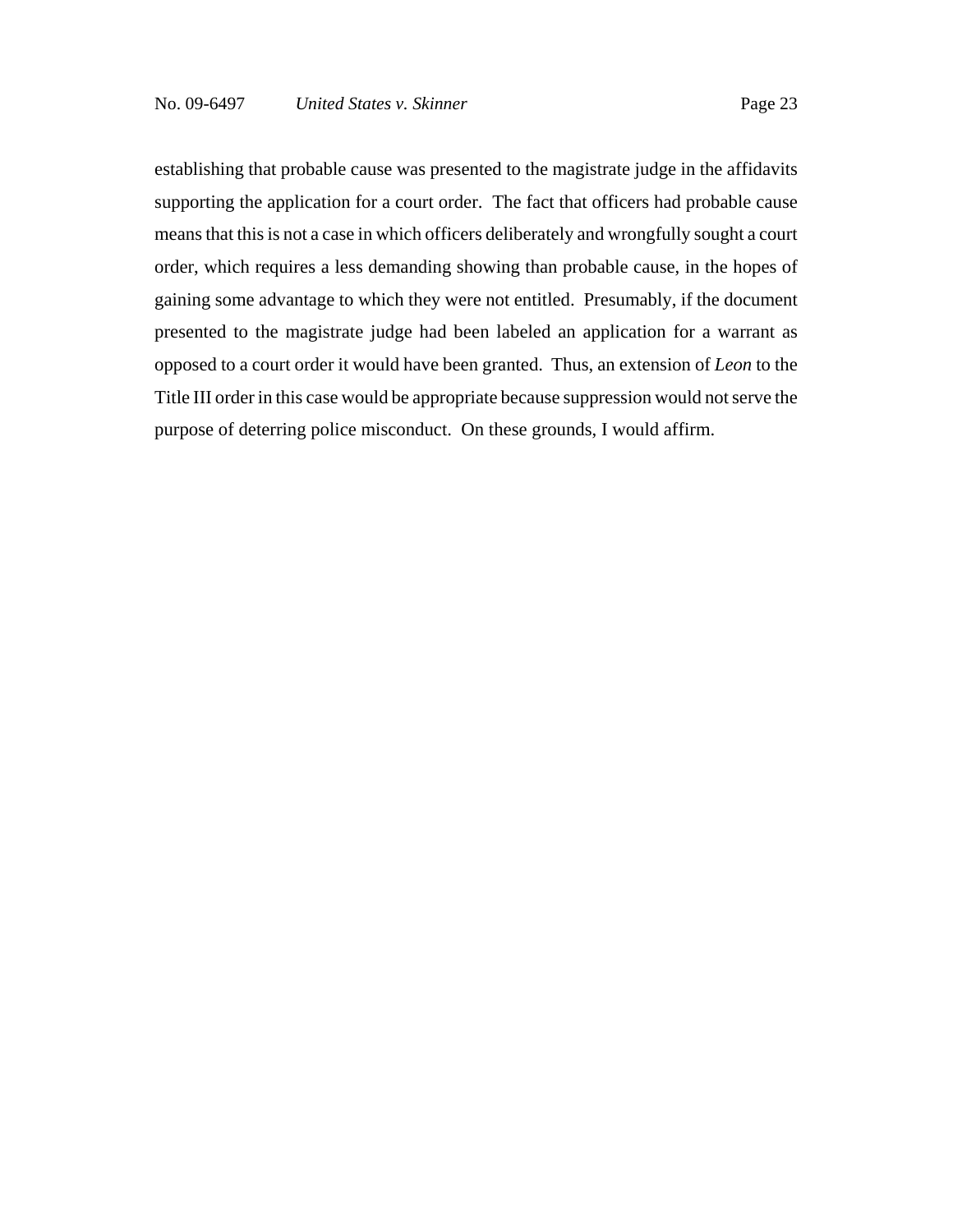establishing that probable cause was presented to the magistrate judge in the affidavits supporting the application for a court order. The fact that officers had probable cause means that this is not a case in which officers deliberately and wrongfully sought a court order, which requires a less demanding showing than probable cause, in the hopes of gaining some advantage to which they were not entitled. Presumably, if the document presented to the magistrate judge had been labeled an application for a warrant as opposed to a court order it would have been granted. Thus, an extension of *Leon* to the Title III order in this case would be appropriate because suppression would not serve the purpose of deterring police misconduct. On these grounds, I would affirm.